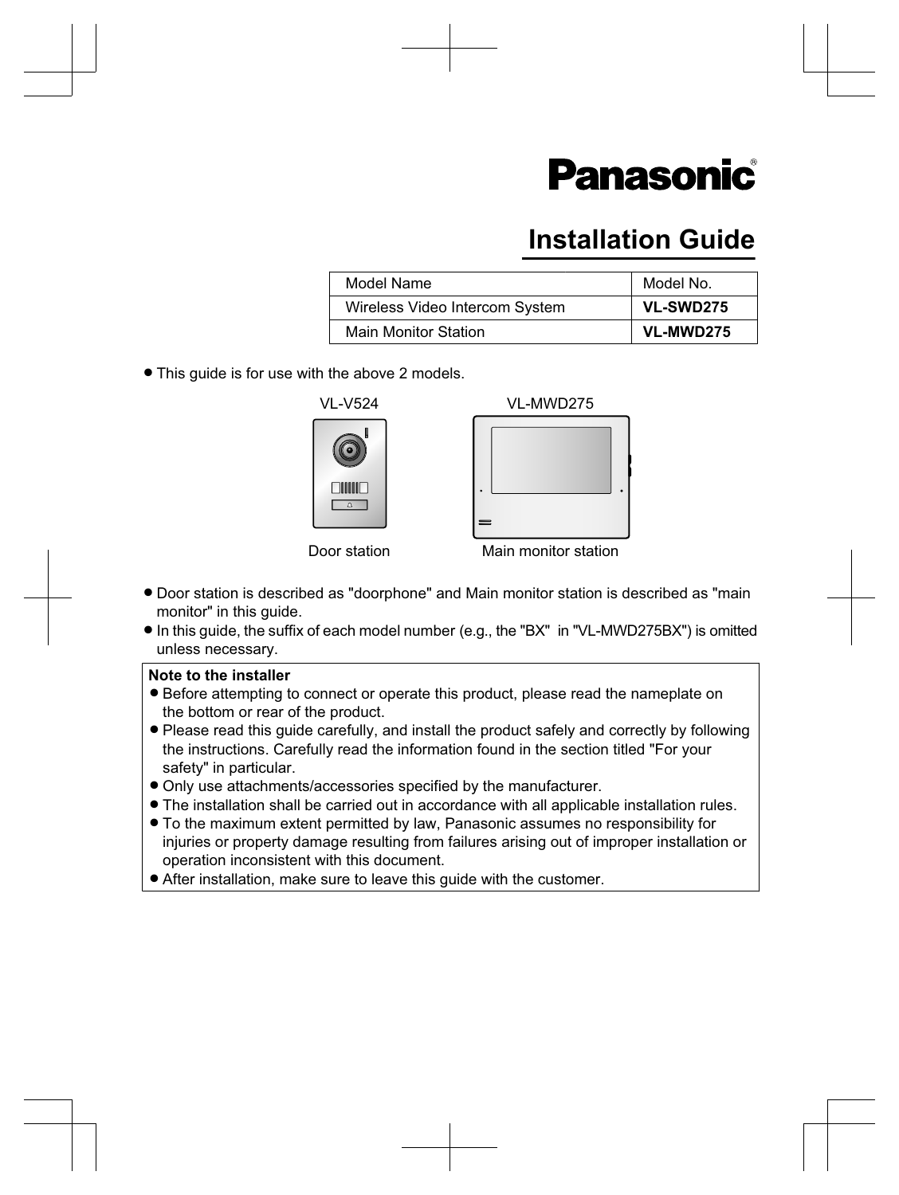Panasonic®

# Installation Guide

| Model Name | Model No. |
|---|---|
| Wireless Video Intercom System | **VL-SWD275** |
| Main Monitor Station | **VL-MWD275** |

- This guide is for use with the above 2 models.

VL-V524 — Door station

VL-MWD275 — Main monitor station

- Door station is described as "doorphone" and Main monitor station is described as "main monitor" in this guide.
- In this guide, the suffix of each model number (e.g., the "BX" in "VL-MWD275BX") is omitted unless necessary.

**Note to the installer**

- Before attempting to connect or operate this product, please read the nameplate on the bottom or rear of the product.
- Please read this guide carefully, and install the product safely and correctly by following the instructions. Carefully read the information found in the section titled "For your safety" in particular.
- Only use attachments/accessories specified by the manufacturer.
- The installation shall be carried out in accordance with all applicable installation rules.
- To the maximum extent permitted by law, Panasonic assumes no responsibility for injuries or property damage resulting from failures arising out of improper installation or operation inconsistent with this document.
- After installation, make sure to leave this guide with the customer.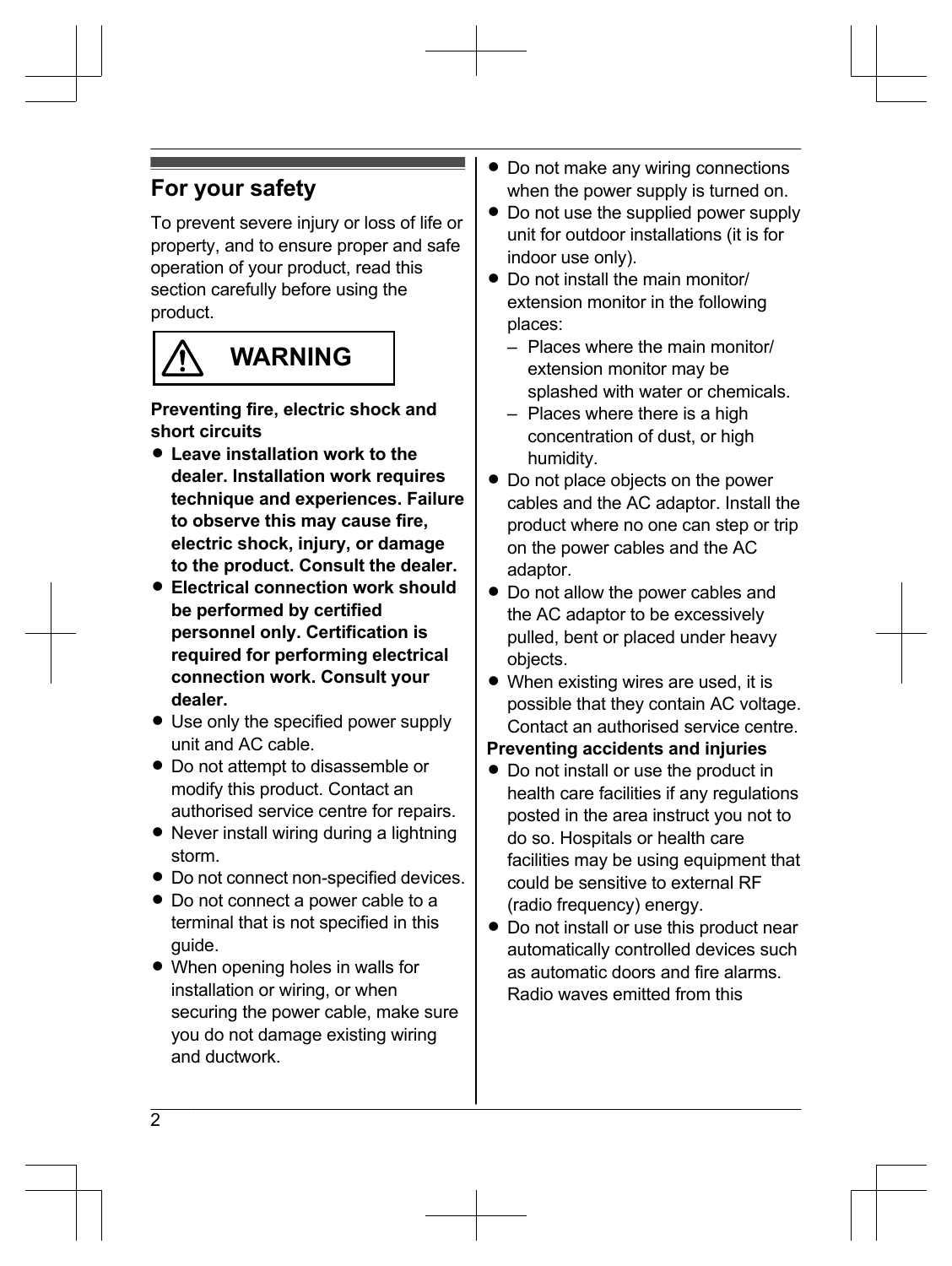## For your safety

To prevent severe injury or loss of life or property, and to ensure proper and safe operation of your product, read this section carefully before using the product.

### ⚠ WARNING

**Preventing fire, electric shock and short circuits**

- **Leave installation work to the dealer. Installation work requires technique and experiences. Failure to observe this may cause fire, electric shock, injury, or damage to the product. Consult the dealer.**
- **Electrical connection work should be performed by certified personnel only. Certification is required for performing electrical connection work. Consult your dealer.**
- Use only the specified power supply unit and AC cable.
- Do not attempt to disassemble or modify this product. Contact an authorised service centre for repairs.
- Never install wiring during a lightning storm.
- Do not connect non-specified devices.
- Do not connect a power cable to a terminal that is not specified in this guide.
- When opening holes in walls for installation or wiring, or when securing the power cable, make sure you do not damage existing wiring and ductwork.
- Do not make any wiring connections when the power supply is turned on.
- Do not use the supplied power supply unit for outdoor installations (it is for indoor use only).
- Do not install the main monitor/ extension monitor in the following places:
  – Places where the main monitor/ extension monitor may be splashed with water or chemicals.
  – Places where there is a high concentration of dust, or high humidity.
- Do not place objects on the power cables and the AC adaptor. Install the product where no one can step or trip on the power cables and the AC adaptor.
- Do not allow the power cables and the AC adaptor to be excessively pulled, bent or placed under heavy objects.
- When existing wires are used, it is possible that they contain AC voltage. Contact an authorised service centre.

**Preventing accidents and injuries**

- Do not install or use the product in health care facilities if any regulations posted in the area instruct you not to do so. Hospitals or health care facilities may be using equipment that could be sensitive to external RF (radio frequency) energy.
- Do not install or use this product near automatically controlled devices such as automatic doors and fire alarms. Radio waves emitted from this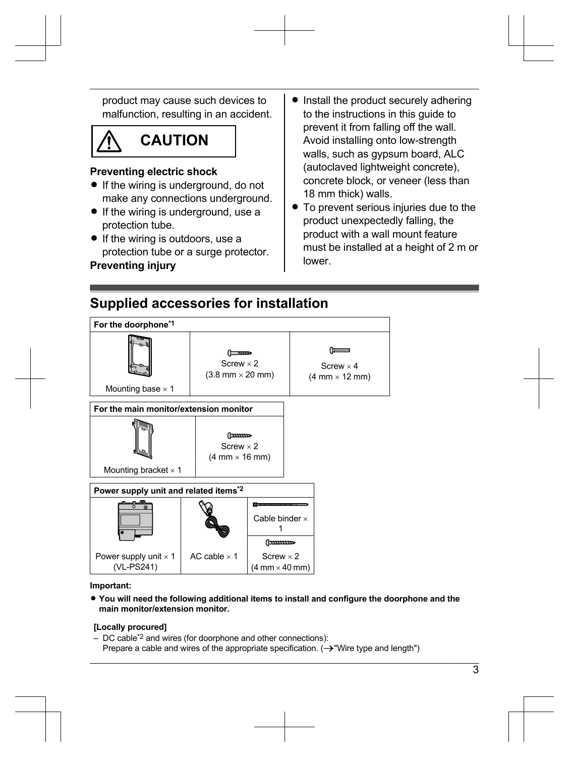product may cause such devices to malfunction, resulting in an accident.

**⚠ CAUTION**

**Preventing electric shock**

- If the wiring is underground, do not make any connections underground.
- If the wiring is underground, use a protection tube.
- If the wiring is outdoors, use a protection tube or a surge protector.

**Preventing injury**

- Install the product securely adhering to the instructions in this guide to prevent it from falling off the wall. Avoid installing onto low-strength walls, such as gypsum board, ALC (autoclaved lightweight concrete), concrete block, or veneer (less than 18 mm thick) walls.
- To prevent serious injuries due to the product unexpectedly falling, the product with a wall mount feature must be installed at a height of 2 m or lower.

## Supplied accessories for installation

| For the doorphone[*1] | | |
|---|---|---|
| Mounting base × 1 | Screw × 2 (3.8 mm × 20 mm) | Screw × 4 (4 mm × 12 mm) |

| For the main monitor/extension monitor | |
|---|---|
| Mounting bracket × 1 | Screw × 2 (4 mm × 16 mm) |

| Power supply unit and related items[*2] | | |
|---|---|---|
| Power supply unit × 1 (VL-PS241) | AC cable × 1 | Cable binder × 1 |
| | | Screw × 2 (4 mm × 40 mm) |

**Important:**

- **You will need the following additional items to install and configure the doorphone and the main monitor/extension monitor.**

**[Locally procured]**

– DC cable[*2] and wires (for doorphone and other connections):
Prepare a cable and wires of the appropriate specification. (→"Wire type and length")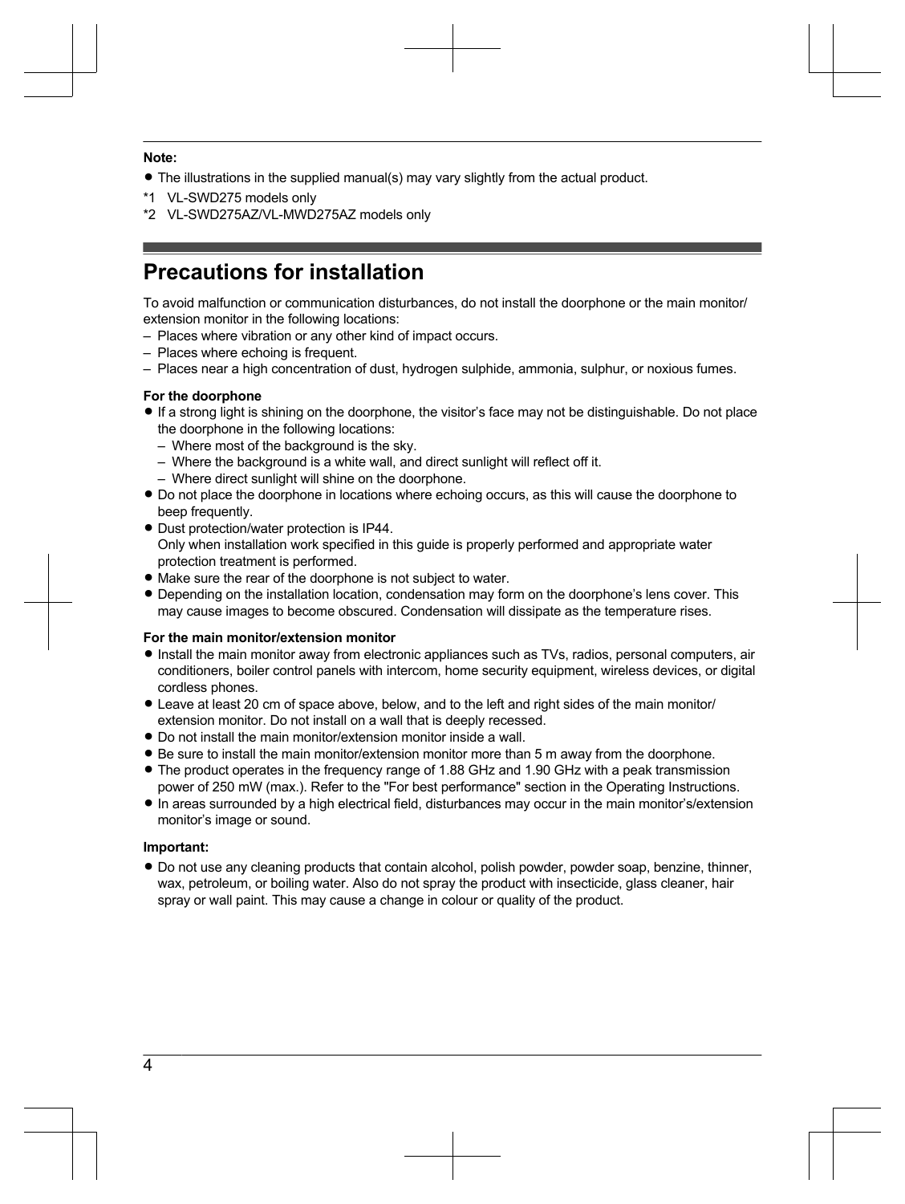**Note:**

- The illustrations in the supplied manual(s) may vary slightly from the actual product.

*1 VL-SWD275 models only

*2 VL-SWD275AZ/VL-MWD275AZ models only

# Precautions for installation

To avoid malfunction or communication disturbances, do not install the doorphone or the main monitor/extension monitor in the following locations:

– Places where vibration or any other kind of impact occurs.
– Places where echoing is frequent.
– Places near a high concentration of dust, hydrogen sulphide, ammonia, sulphur, or noxious fumes.

**For the doorphone**

- If a strong light is shining on the doorphone, the visitor's face may not be distinguishable. Do not place the doorphone in the following locations:
  – Where most of the background is the sky.
  – Where the background is a white wall, and direct sunlight will reflect off it.
  – Where direct sunlight will shine on the doorphone.
- Do not place the doorphone in locations where echoing occurs, as this will cause the doorphone to beep frequently.
- Dust protection/water protection is IP44.
  Only when installation work specified in this guide is properly performed and appropriate water protection treatment is performed.
- Make sure the rear of the doorphone is not subject to water.
- Depending on the installation location, condensation may form on the doorphone's lens cover. This may cause images to become obscured. Condensation will dissipate as the temperature rises.

**For the main monitor/extension monitor**

- Install the main monitor away from electronic appliances such as TVs, radios, personal computers, air conditioners, boiler control panels with intercom, home security equipment, wireless devices, or digital cordless phones.
- Leave at least 20 cm of space above, below, and to the left and right sides of the main monitor/extension monitor. Do not install on a wall that is deeply recessed.
- Do not install the main monitor/extension monitor inside a wall.
- Be sure to install the main monitor/extension monitor more than 5 m away from the doorphone.
- The product operates in the frequency range of 1.88 GHz and 1.90 GHz with a peak transmission power of 250 mW (max.). Refer to the "For best performance" section in the Operating Instructions.
- In areas surrounded by a high electrical field, disturbances may occur in the main monitor's/extension monitor's image or sound.

**Important:**

- Do not use any cleaning products that contain alcohol, polish powder, powder soap, benzine, thinner, wax, petroleum, or boiling water. Also do not spray the product with insecticide, glass cleaner, hair spray or wall paint. This may cause a change in colour or quality of the product.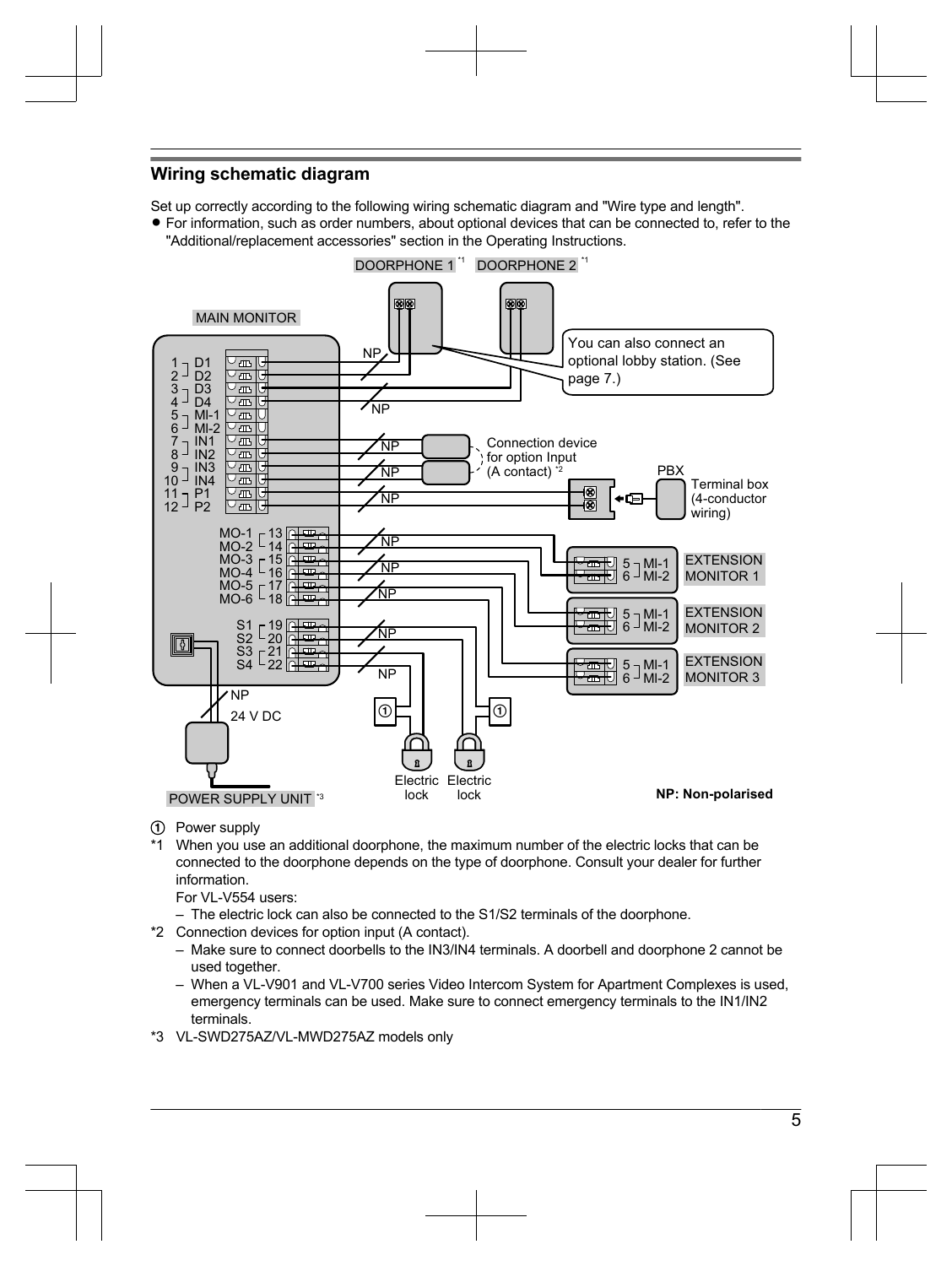## Wiring schematic diagram

Set up correctly according to the following wiring schematic diagram and "Wire type and length".

- For information, such as order numbers, about optional devices that can be connected to, refer to the "Additional/replacement accessories" section in the Operating Instructions.

DOORPHONE 1 *1 DOORPHONE 2 *1

MAIN MONITOR

You can also connect an optional lobby station. (See page 7.)

1 D1, 2 D2, 3 D3, 4 D4, 5 MI-1, 6 MI-2, 7 IN1, 8 IN2, 9 IN3, 10 IN4, 11 P1, 12 P2

MO-1 13, MO-2 14, MO-3 15, MO-4 16, MO-5 17, MO-6 18

S1 19, S2 20, S3 21, S4 22

Connection device for option Input (A contact) *2

PBX

Terminal box (4-conductor wiring)

EXTENSION MONITOR 1 (5 MI-1, 6 MI-2)

EXTENSION MONITOR 2 (5 MI-1, 6 MI-2)

EXTENSION MONITOR 3 (5 MI-1, 6 MI-2)

24 V DC

POWER SUPPLY UNIT *3

Electric lock Electric lock

**NP: Non-polarised**

① Power supply

*1 When you use an additional doorphone, the maximum number of the electric locks that can be connected to the doorphone depends on the type of doorphone. Consult your dealer for further information.
For VL-V554 users:
– The electric lock can also be connected to the S1/S2 terminals of the doorphone.

*2 Connection devices for option input (A contact).
– Make sure to connect doorbells to the IN3/IN4 terminals. A doorbell and doorphone 2 cannot be used together.
– When a VL-V901 and VL-V700 series Video Intercom System for Apartment Complexes is used, emergency terminals can be used. Make sure to connect emergency terminals to the IN1/IN2 terminals.

*3 VL-SWD275AZ/VL-MWD275AZ models only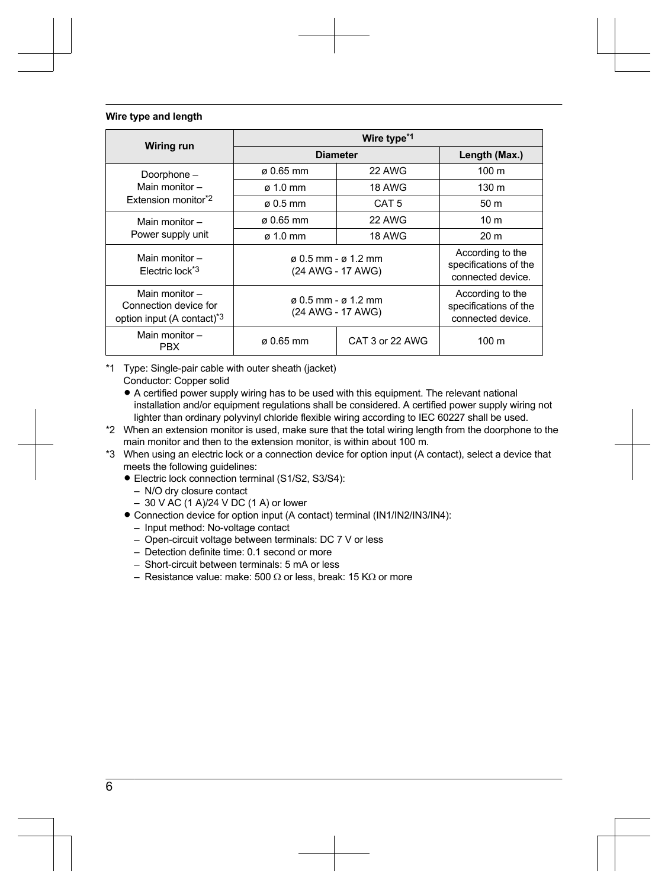**Wire type and length**

| Wiring run | Wire type[*1] | | |
|---|---|---|---|
| | Diameter | | Length (Max.) |
| Doorphone – Main monitor – Extension monitor[*2] | ø 0.65 mm | 22 AWG | 100 m |
| | ø 1.0 mm | 18 AWG | 130 m |
| | ø 0.5 mm | CAT 5 | 50 m |
| Main monitor – Power supply unit | ø 0.65 mm | 22 AWG | 10 m |
| | ø 1.0 mm | 18 AWG | 20 m |
| Main monitor – Electric lock[*3] | ø 0.5 mm - ø 1.2 mm (24 AWG - 17 AWG) | | According to the specifications of the connected device. |
| Main monitor – Connection device for option input (A contact)[*3] | ø 0.5 mm - ø 1.2 mm (24 AWG - 17 AWG) | | According to the specifications of the connected device. |
| Main monitor – PBX | ø 0.65 mm | CAT 3 or 22 AWG | 100 m |

*1 Type: Single-pair cable with outer sheath (jacket)
Conductor: Copper solid
- A certified power supply wiring has to be used with this equipment. The relevant national installation and/or equipment regulations shall be considered. A certified power supply wiring not lighter than ordinary polyvinyl chloride flexible wiring according to IEC 60227 shall be used.

*2 When an extension monitor is used, make sure that the total wiring length from the doorphone to the main monitor and then to the extension monitor, is within about 100 m.

*3 When using an electric lock or a connection device for option input (A contact), select a device that meets the following guidelines:
- Electric lock connection terminal (S1/S2, S3/S4):
  - N/O dry closure contact
  - 30 V AC (1 A)/24 V DC (1 A) or lower
- Connection device for option input (A contact) terminal (IN1/IN2/IN3/IN4):
  - Input method: No-voltage contact
  - Open-circuit voltage between terminals: DC 7 V or less
  - Detection definite time: 0.1 second or more
  - Short-circuit between terminals: 5 mA or less
  - Resistance value: make: 500 Ω or less, break: 15 KΩ or more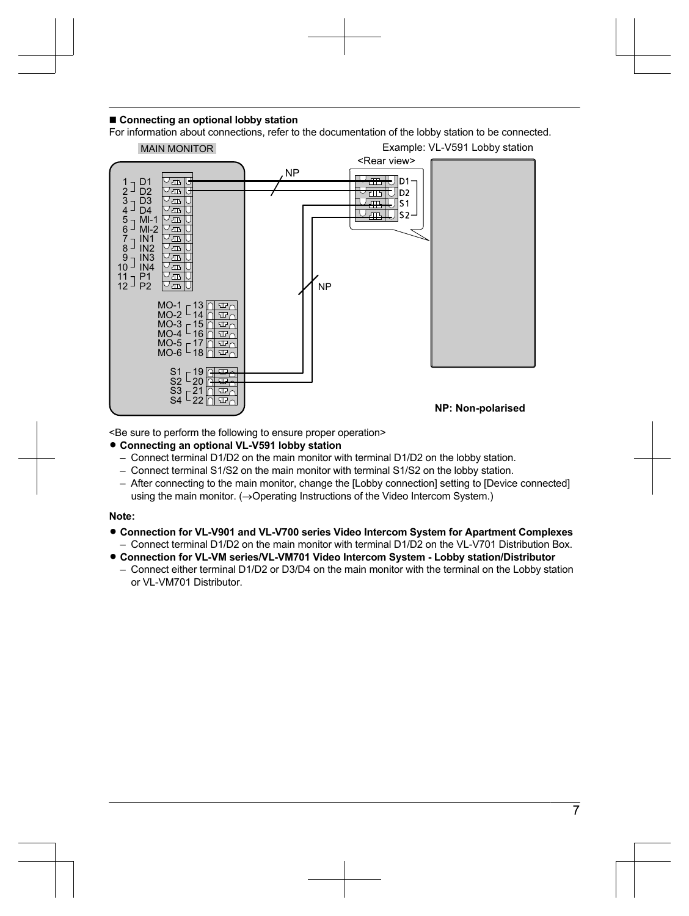### ■ Connecting an optional lobby station

For information about connections, refer to the documentation of the lobby station to be connected.

MAIN MONITOR

Example: VL-V591 Lobby station

<Rear view>

NP: Non-polarised

<Be sure to perform the following to ensure proper operation>

- **Connecting an optional VL-V591 lobby station**
  - Connect terminal D1/D2 on the main monitor with terminal D1/D2 on the lobby station.
  - Connect terminal S1/S2 on the main monitor with terminal S1/S2 on the lobby station.
  - After connecting to the main monitor, change the [Lobby connection] setting to [Device connected] using the main monitor. (→Operating Instructions of the Video Intercom System.)

**Note:**

- **Connection for VL-V901 and VL-V700 series Video Intercom System for Apartment Complexes**
  - Connect terminal D1/D2 on the main monitor with terminal D1/D2 on the VL-V701 Distribution Box.
- **Connection for VL-VM series/VL-VM701 Video Intercom System - Lobby station/Distributor**
  - Connect either terminal D1/D2 or D3/D4 on the main monitor with the terminal on the Lobby station or VL-VM701 Distributor.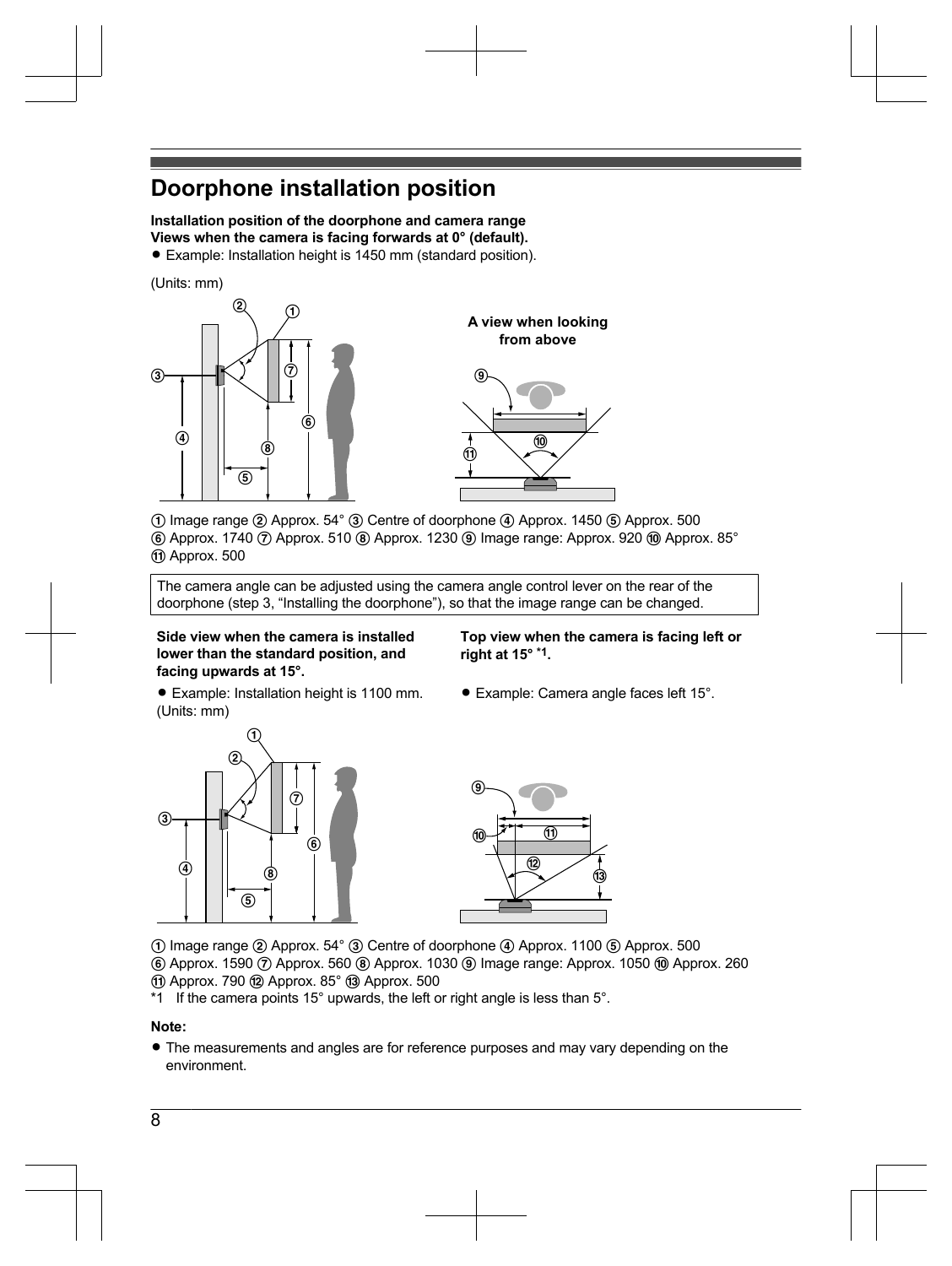# Doorphone installation position

**Installation position of the doorphone and camera range**
**Views when the camera is facing forwards at 0° (default).**

- Example: Installation height is 1450 mm (standard position).

(Units: mm)

**A view when looking from above**

① Image range ② Approx. 54° ③ Centre of doorphone ④ Approx. 1450 ⑤ Approx. 500
⑥ Approx. 1740 ⑦ Approx. 510 ⑧ Approx. 1230 ⑨ Image range: Approx. 920 ⑩ Approx. 85°
⑪ Approx. 500

The camera angle can be adjusted using the camera angle control lever on the rear of the doorphone (step 3, "Installing the doorphone"), so that the image range can be changed.

**Side view when the camera is installed lower than the standard position, and facing upwards at 15°.**

- Example: Installation height is 1100 mm.

(Units: mm)

**Top view when the camera is facing left or right at 15° \*1.**

- Example: Camera angle faces left 15°.

① Image range ② Approx. 54° ③ Centre of doorphone ④ Approx. 1100 ⑤ Approx. 500
⑥ Approx. 1590 ⑦ Approx. 560 ⑧ Approx. 1030 ⑨ Image range: Approx. 1050 ⑩ Approx. 260
⑪ Approx. 790 ⑫ Approx. 85° ⑬ Approx. 500

*1 If the camera points 15° upwards, the left or right angle is less than 5°.

**Note:**

- The measurements and angles are for reference purposes and may vary depending on the environment.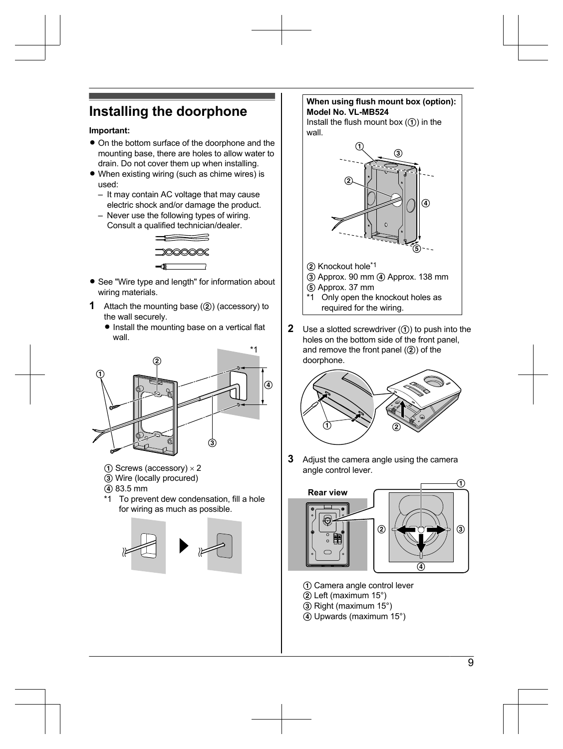## Installing the doorphone

**Important:**

- On the bottom surface of the doorphone and the mounting base, there are holes to allow water to drain. Do not cover them up when installing.
- When existing wiring (such as chime wires) is used:
  – It may contain AC voltage that may cause electric shock and/or damage the product.
  – Never use the following types of wiring. Consult a qualified technician/dealer.
- See "Wire type and length" for information about wiring materials.

**1** Attach the mounting base (②) (accessory) to the wall securely.

- Install the mounting base on a vertical flat wall.

① Screws (accessory) × 2
③ Wire (locally procured)
④ 83.5 mm
*1 To prevent dew condensation, fill a hole for wiring as much as possible.

**When using flush mount box (option): Model No. VL-MB524**
Install the flush mount box (①) in the wall.

② Knockout hole*1
③ Approx. 90 mm ④ Approx. 138 mm
⑤ Approx. 37 mm
*1 Only open the knockout holes as required for the wiring.

**2** Use a slotted screwdriver (①) to push into the holes on the bottom side of the front panel, and remove the front panel (②) of the doorphone.

**3** Adjust the camera angle using the camera angle control lever.

Rear view

① Camera angle control lever
② Left (maximum 15°)
③ Right (maximum 15°)
④ Upwards (maximum 15°)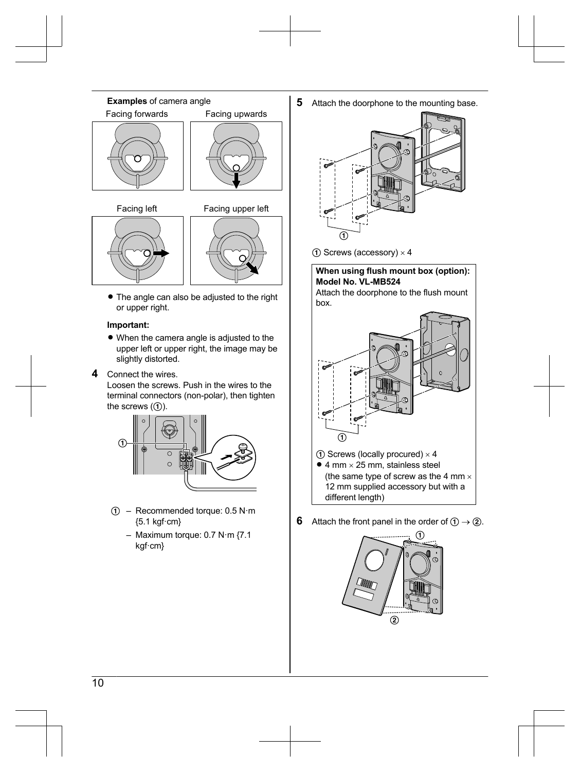**Examples** of camera angle

Facing forwards

Facing upwards

Facing left

Facing upper left

- The angle can also be adjusted to the right or upper right.

**Important:**

- When the camera angle is adjusted to the upper left or upper right, the image may be slightly distorted.

**4** Connect the wires.
Loosen the screws. Push in the wires to the terminal connectors (non-polar), then tighten the screws (①).

① – Recommended torque: 0.5 N·m {5.1 kgf·cm}
– Maximum torque: 0.7 N·m {7.1 kgf·cm}

**5** Attach the doorphone to the mounting base.

① Screws (accessory) × 4

**When using flush mount box (option): Model No. VL-MB524**
Attach the doorphone to the flush mount box.

① Screws (locally procured) × 4
- 4 mm × 25 mm, stainless steel (the same type of screw as the 4 mm × 12 mm supplied accessory but with a different length)

**6** Attach the front panel in the order of ① → ②.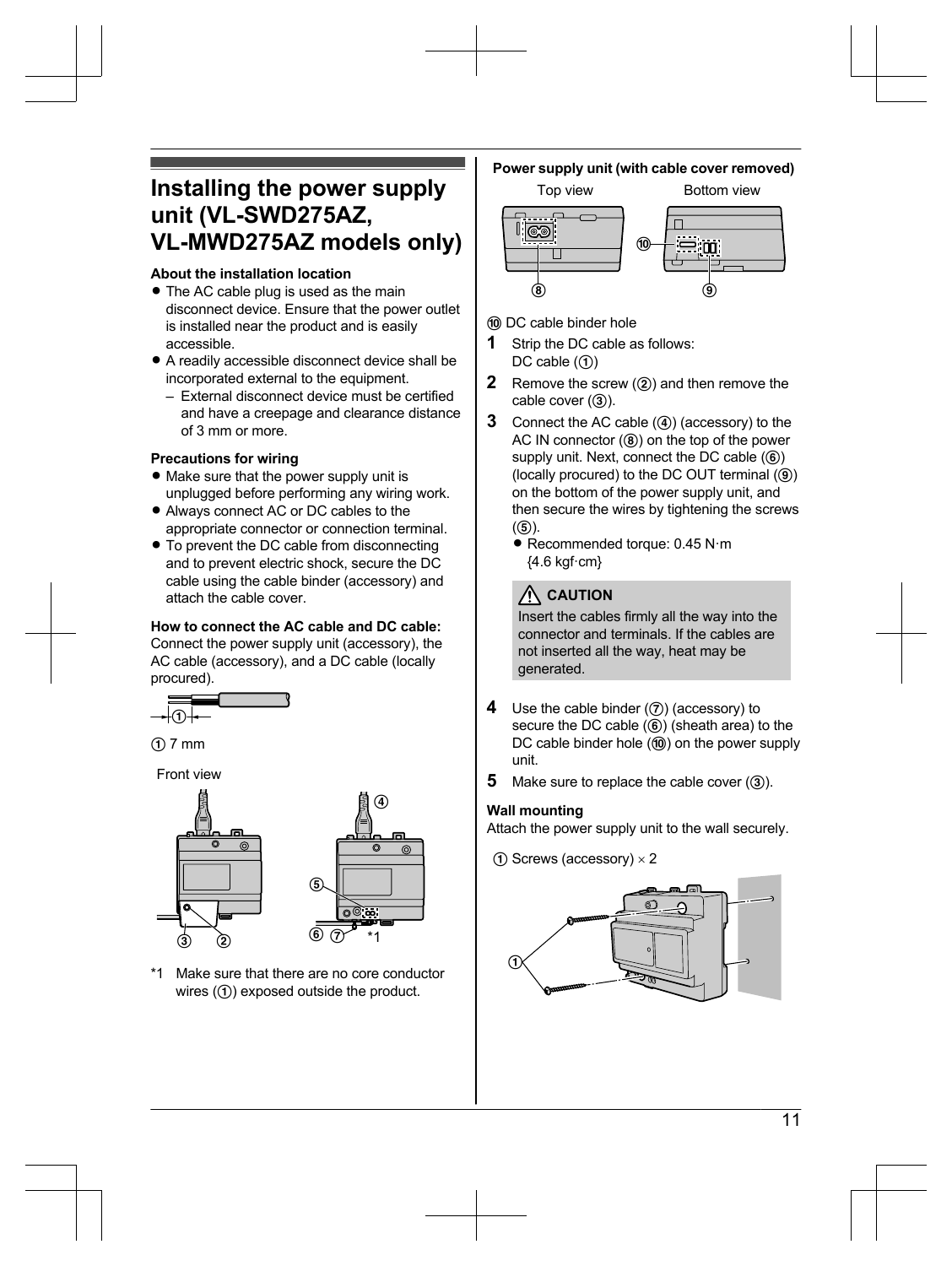## Installing the power supply unit (VL-SWD275AZ, VL-MWD275AZ models only)

**About the installation location**

- The AC cable plug is used as the main disconnect device. Ensure that the power outlet is installed near the product and is easily accessible.
- A readily accessible disconnect device shall be incorporated external to the equipment.
  - External disconnect device must be certified and have a creepage and clearance distance of 3 mm or more.

**Precautions for wiring**

- Make sure that the power supply unit is unplugged before performing any wiring work.
- Always connect AC or DC cables to the appropriate connector or connection terminal.
- To prevent the DC cable from disconnecting and to prevent electric shock, secure the DC cable using the cable binder (accessory) and attach the cable cover.

**How to connect the AC cable and DC cable:**
Connect the power supply unit (accessory), the AC cable (accessory), and a DC cable (locally procured).

① 7 mm

Front view

*1 Make sure that there are no core conductor wires (①) exposed outside the product.

**Power supply unit (with cable cover removed)**

Top view Bottom view

⑩ DC cable binder hole

**1** Strip the DC cable as follows:
DC cable (①)

**2** Remove the screw (②) and then remove the cable cover (③).

**3** Connect the AC cable (④) (accessory) to the AC IN connector (⑧) on the top of the power supply unit. Next, connect the DC cable (⑥) (locally procured) to the DC OUT terminal (⑨) on the bottom of the power supply unit, and then secure the wires by tightening the screws (⑤).
- Recommended torque: 0.45 N·m {4.6 kgf·cm}

**CAUTION**

Insert the cables firmly all the way into the connector and terminals. If the cables are not inserted all the way, heat may be generated.

**4** Use the cable binder (⑦) (accessory) to secure the DC cable (⑥) (sheath area) to the DC cable binder hole (⑩) on the power supply unit.

**5** Make sure to replace the cable cover (③).

**Wall mounting**
Attach the power supply unit to the wall securely.

① Screws (accessory) × 2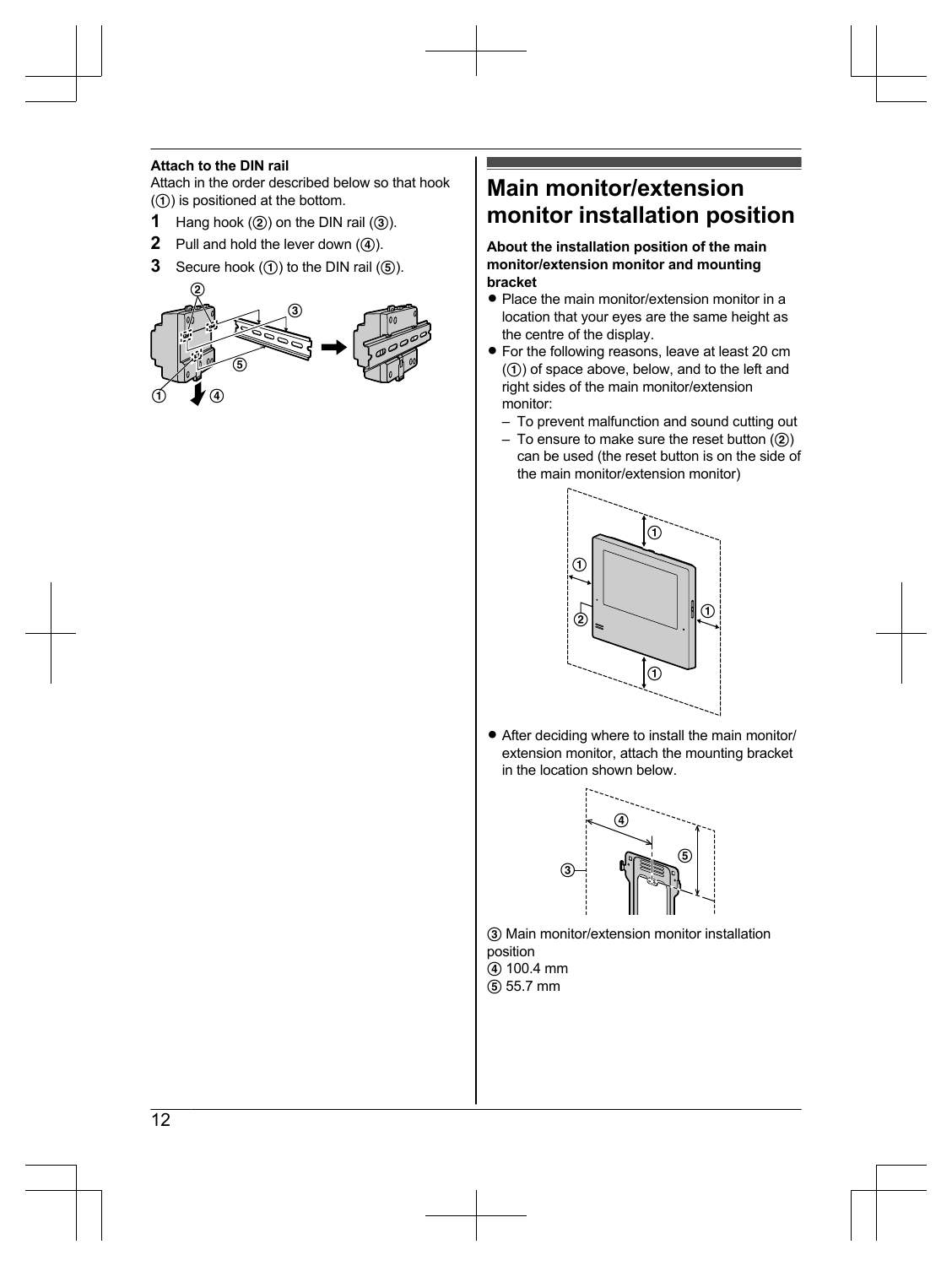**Attach to the DIN rail**

Attach in the order described below so that hook (①) is positioned at the bottom.

**1** Hang hook (②) on the DIN rail (③).

**2** Pull and hold the lever down (④).

**3** Secure hook (①) to the DIN rail (⑤).

# Main monitor/extension monitor installation position

**About the installation position of the main monitor/extension monitor and mounting bracket**

- Place the main monitor/extension monitor in a location that your eyes are the same height as the centre of the display.
- For the following reasons, leave at least 20 cm (①) of space above, below, and to the left and right sides of the main monitor/extension monitor:
  - To prevent malfunction and sound cutting out
  - To ensure to make sure the reset button (②) can be used (the reset button is on the side of the main monitor/extension monitor)
- After deciding where to install the main monitor/ extension monitor, attach the mounting bracket in the location shown below.

③ Main monitor/extension monitor installation position
④ 100.4 mm
⑤ 55.7 mm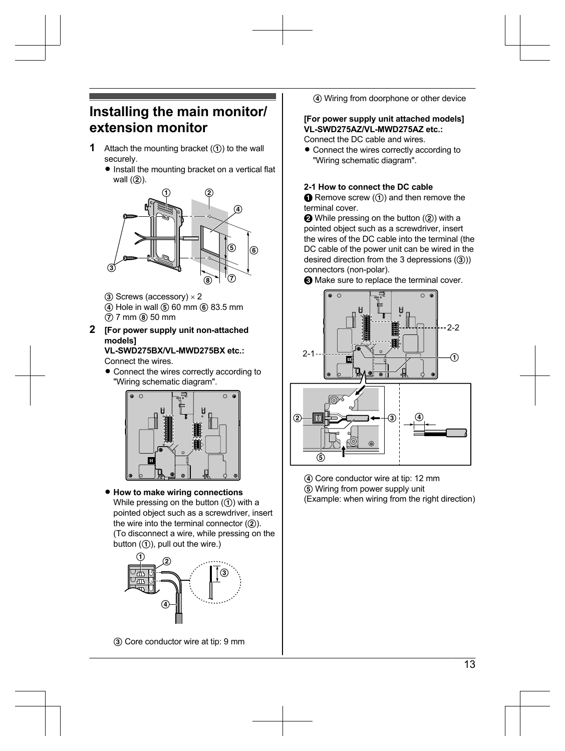# Installing the main monitor/ extension monitor

**1** Attach the mounting bracket (①) to the wall securely.

- Install the mounting bracket on a vertical flat wall (②).

③ Screws (accessory) × 2
④ Hole in wall ⑤ 60 mm ⑥ 83.5 mm
⑦ 7 mm ⑧ 50 mm

**2** **[For power supply unit non-attached models]**
**VL-SWD275BX/VL-MWD275BX etc.:**
Connect the wires.

- Connect the wires correctly according to "Wiring schematic diagram".

- **How to make wiring connections**
While pressing on the button (①) with a pointed object such as a screwdriver, insert the wire into the terminal connector (②).
(To disconnect a wire, while pressing on the button (①), pull out the wire.)

③ Core conductor wire at tip: 9 mm
④ Wiring from doorphone or other device

**[For power supply unit attached models]**
**VL-SWD275AZ/VL-MWD275AZ etc.:**
Connect the DC cable and wires.

- Connect the wires correctly according to "Wiring schematic diagram".

**2-1 How to connect the DC cable**

❶ Remove screw (①) and then remove the terminal cover.
❷ While pressing on the button (②) with a pointed object such as a screwdriver, insert the wires of the DC cable into the terminal (the DC cable of the power unit can be wired in the desired direction from the 3 depressions (③)) connectors (non-polar).
❸ Make sure to replace the terminal cover.

④ Core conductor wire at tip: 12 mm
⑤ Wiring from power supply unit
(Example: when wiring from the right direction)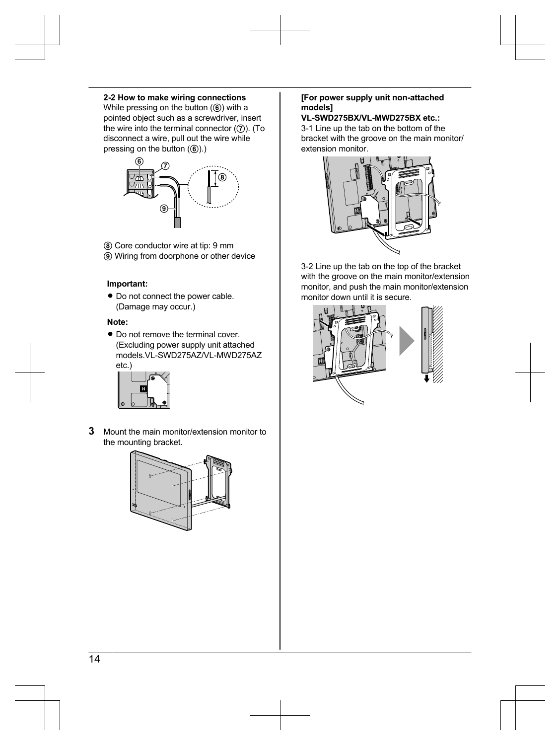**2-2 How to make wiring connections**

While pressing on the button (⑥) with a pointed object such as a screwdriver, insert the wire into the terminal connector (⑦). (To disconnect a wire, pull out the wire while pressing on the button (⑥).)

⑧ Core conductor wire at tip: 9 mm

⑨ Wiring from doorphone or other device

**Important:**

- Do not connect the power cable. (Damage may occur.)

**Note:**

- Do not remove the terminal cover. (Excluding power supply unit attached models.VL-SWD275AZ/VL-MWD275AZ etc.)

**3** Mount the main monitor/extension monitor to the mounting bracket.

**[For power supply unit non-attached models]**
**VL-SWD275BX/VL-MWD275BX etc.:**

3-1 Line up the tab on the bottom of the bracket with the groove on the main monitor/ extension monitor.

3-2 Line up the tab on the top of the bracket with the groove on the main monitor/extension monitor, and push the main monitor/extension monitor down until it is secure.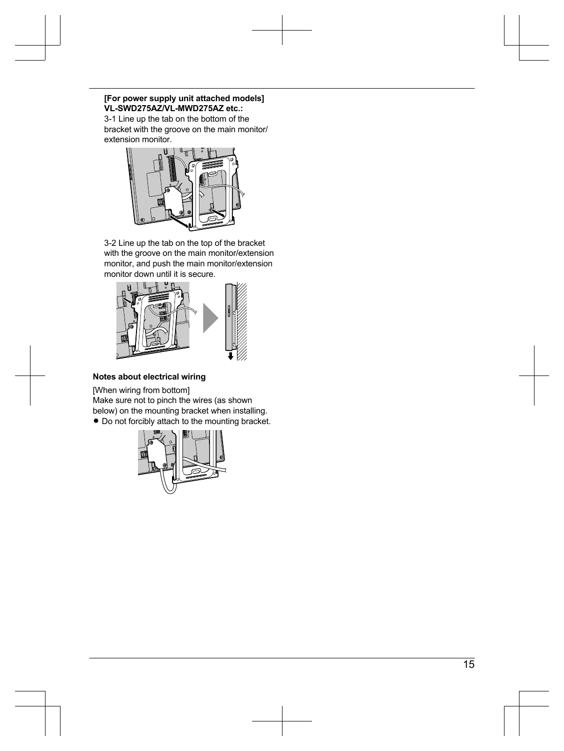**[For power supply unit attached models] VL-SWD275AZ/VL-MWD275AZ etc.:**

3-1 Line up the tab on the bottom of the bracket with the groove on the main monitor/ extension monitor.

3-2 Line up the tab on the top of the bracket with the groove on the main monitor/extension monitor, and push the main monitor/extension monitor down until it is secure.

### Notes about electrical wiring

[When wiring from bottom]
Make sure not to pinch the wires (as shown below) on the mounting bracket when installing.

- Do not forcibly attach to the mounting bracket.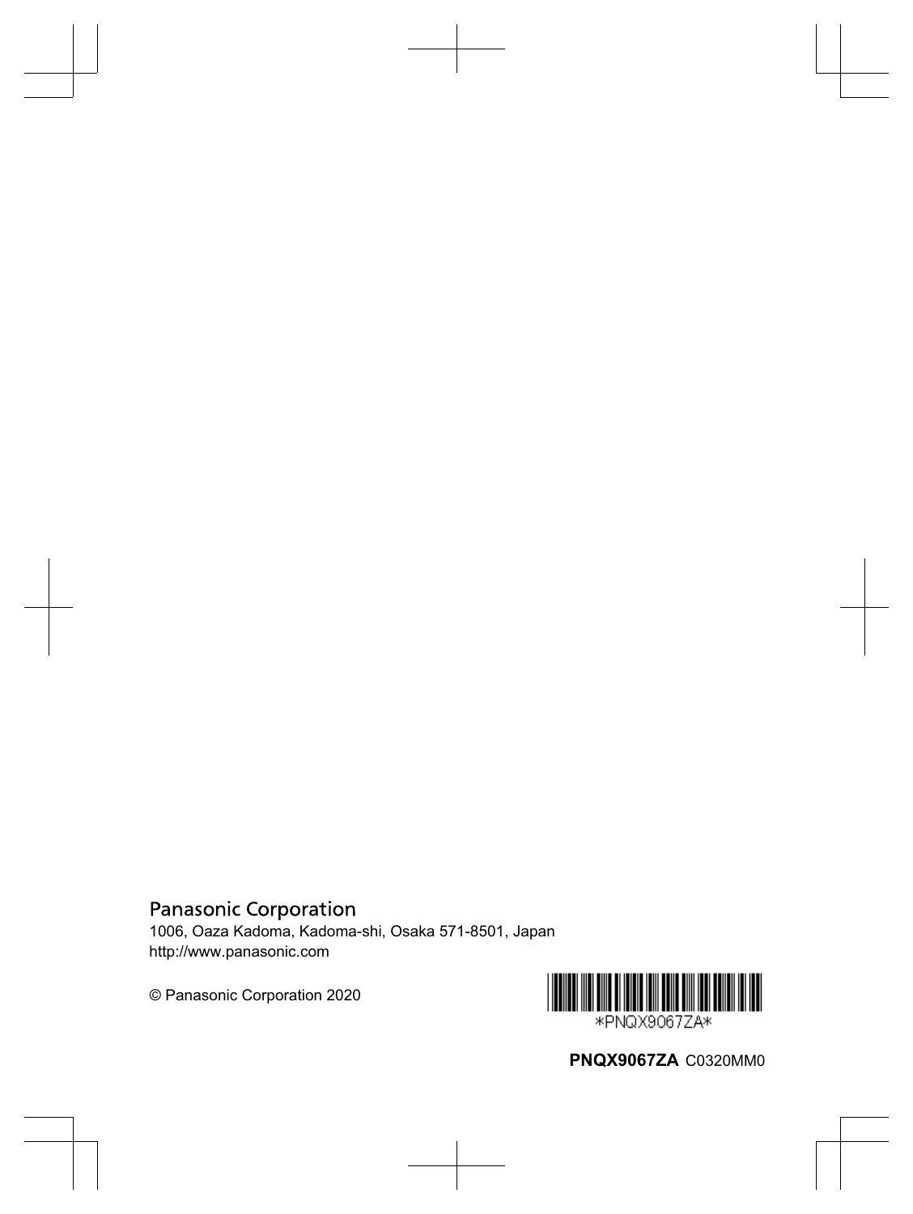Panasonic Corporation

1006, Oaza Kadoma, Kadoma-shi, Osaka 571-8501, Japan
http://www.panasonic.com

© Panasonic Corporation 2020

*PNQX9067ZA*

**PNQX9067ZA** C0320MM0